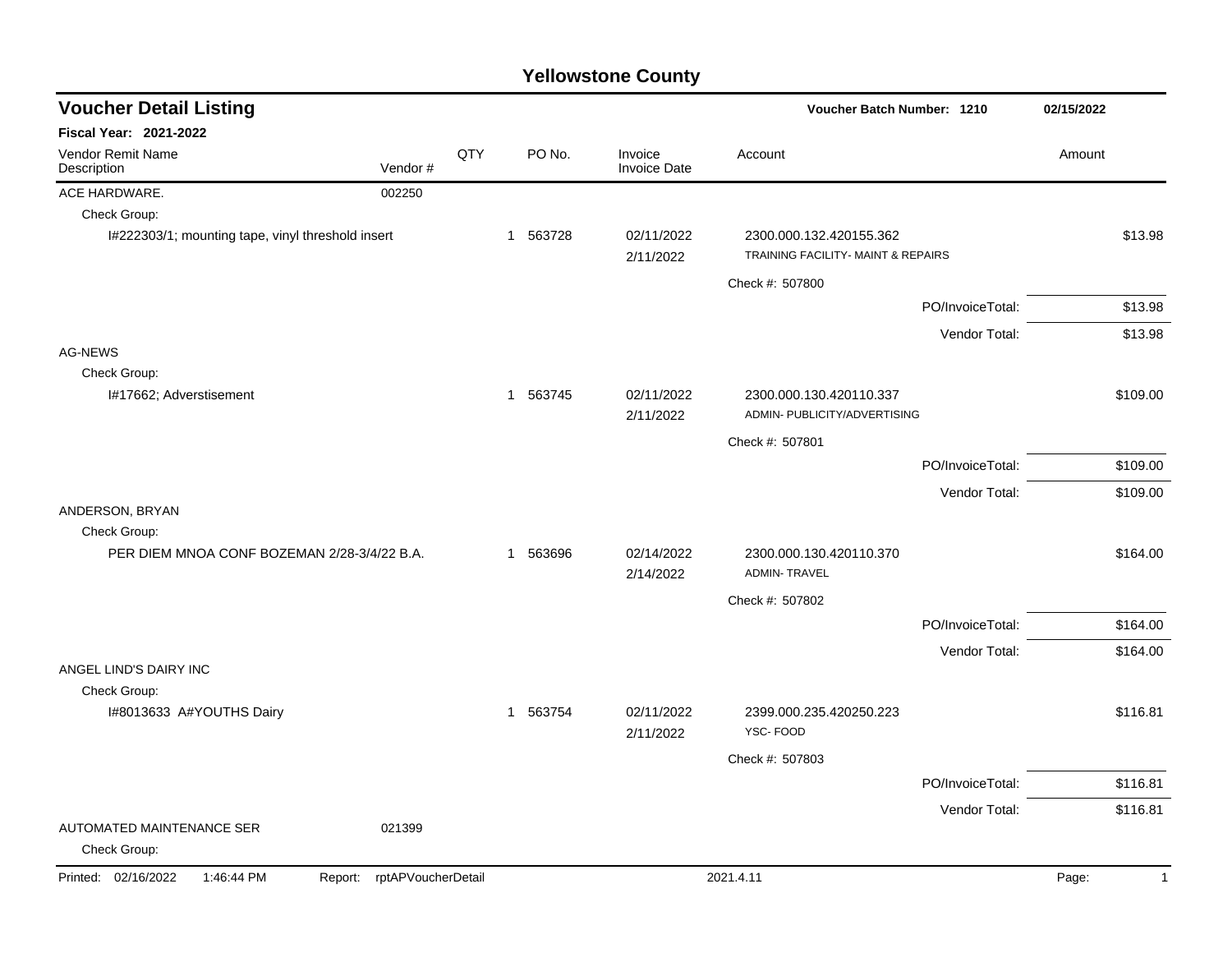# Yellowstone County

## Voucher Detail Listing

**Voucher Batch Number: 1210** **02/15/2022**

**Fiscal Year: 2021-2022**

| Vendor Remit Name / Description | Vendor # | QTY | PO No. | Invoice / Invoice Date | Account | Amount |
|---|---|---|---|---|---|---|
| ACE HARDWARE. | 002250 | | | | | |
| Check Group: | | | | | | |
| I#222303/1; mounting tape, vinyl threshold insert | | 1 | 563728 | 02/11/2022 2/11/2022 | 2300.000.132.420155.362 TRAINING FACILITY- MAINT & REPAIRS | $13.98 |
| | | | | | Check #: 507800 | |
| | | | | | PO/InvoiceTotal: | $13.98 |
| | | | | | Vendor Total: | $13.98 |
| AG-NEWS | | | | | | |
| Check Group: | | | | | | |
| I#17662; Adverstisement | | 1 | 563745 | 02/11/2022 2/11/2022 | 2300.000.130.420110.337 ADMIN- PUBLICITY/ADVERTISING | $109.00 |
| | | | | | Check #: 507801 | |
| | | | | | PO/InvoiceTotal: | $109.00 |
| | | | | | Vendor Total: | $109.00 |
| ANDERSON, BRYAN | | | | | | |
| Check Group: | | | | | | |
| PER DIEM MNOA CONF BOZEMAN 2/28-3/4/22 B.A. | | 1 | 563696 | 02/14/2022 2/14/2022 | 2300.000.130.420110.370 ADMIN- TRAVEL | $164.00 |
| | | | | | Check #: 507802 | |
| | | | | | PO/InvoiceTotal: | $164.00 |
| | | | | | Vendor Total: | $164.00 |
| ANGEL LIND'S DAIRY INC | | | | | | |
| Check Group: | | | | | | |
| I#8013633 A#YOUTHS Dairy | | 1 | 563754 | 02/11/2022 2/11/2022 | 2399.000.235.420250.223 YSC- FOOD | $116.81 |
| | | | | | Check #: 507803 | |
| | | | | | PO/InvoiceTotal: | $116.81 |
| | | | | | Vendor Total: | $116.81 |
| AUTOMATED MAINTENANCE SER | 021399 | | | | | |
| Check Group: | | | | | | |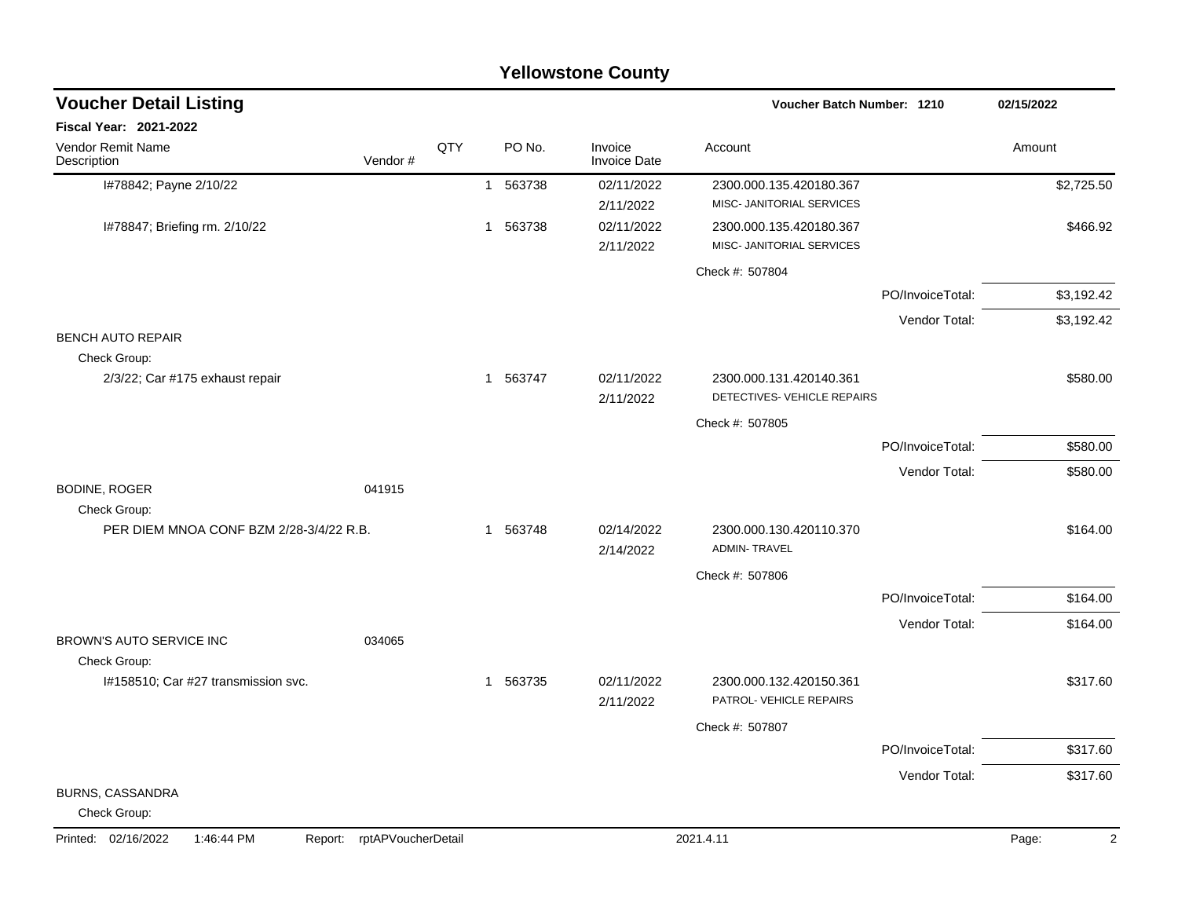# Yellowstone County

## Voucher Detail Listing

**Voucher Batch Number: 1210** 02/15/2022

**Fiscal Year: 2021-2022**

| Vendor Remit Name / Description | Vendor # | QTY | PO No. | Invoice / Invoice Date | Account | Amount |
|---|---|---|---|---|---|---|
| I#78842; Payne 2/10/22 | | 1 | 563738 | 02/11/2022<br>2/11/2022 | 2300.000.135.420180.367<br>MISC- JANITORIAL SERVICES | $2,725.50 |
| I#78847; Briefing rm. 2/10/22 | | 1 | 563738 | 02/11/2022<br>2/11/2022 | 2300.000.135.420180.367<br>MISC- JANITORIAL SERVICES | $466.92 |
| | | | | | Check #: 507804 | |
| | | | | | PO/InvoiceTotal: | $3,192.42 |
| | | | | | Vendor Total: | $3,192.42 |
| BENCH AUTO REPAIR | | | | | | |
| Check Group: | | | | | | |
| 2/3/22; Car #175 exhaust repair | | 1 | 563747 | 02/11/2022<br>2/11/2022 | 2300.000.131.420140.361<br>DETECTIVES- VEHICLE REPAIRS | $580.00 |
| | | | | | Check #: 507805 | |
| | | | | | PO/InvoiceTotal: | $580.00 |
| | | | | | Vendor Total: | $580.00 |
| BODINE, ROGER | 041915 | | | | | |
| Check Group: | | | | | | |
| PER DIEM MNOA CONF BZM 2/28-3/4/22 R.B. | | 1 | 563748 | 02/14/2022<br>2/14/2022 | 2300.000.130.420110.370<br>ADMIN- TRAVEL | $164.00 |
| | | | | | Check #: 507806 | |
| | | | | | PO/InvoiceTotal: | $164.00 |
| | | | | | Vendor Total: | $164.00 |
| BROWN'S AUTO SERVICE INC | 034065 | | | | | |
| Check Group: | | | | | | |
| I#158510; Car #27 transmission svc. | | 1 | 563735 | 02/11/2022<br>2/11/2022 | 2300.000.132.420150.361<br>PATROL- VEHICLE REPAIRS | $317.60 |
| | | | | | Check #: 507807 | |
| | | | | | PO/InvoiceTotal: | $317.60 |
| | | | | | Vendor Total: | $317.60 |
| BURNS, CASSANDRA | | | | | | |
| Check Group: | | | | | | |

Printed: 02/16/2022 1:46:44 PM Report: rptAPVoucherDetail 2021.4.11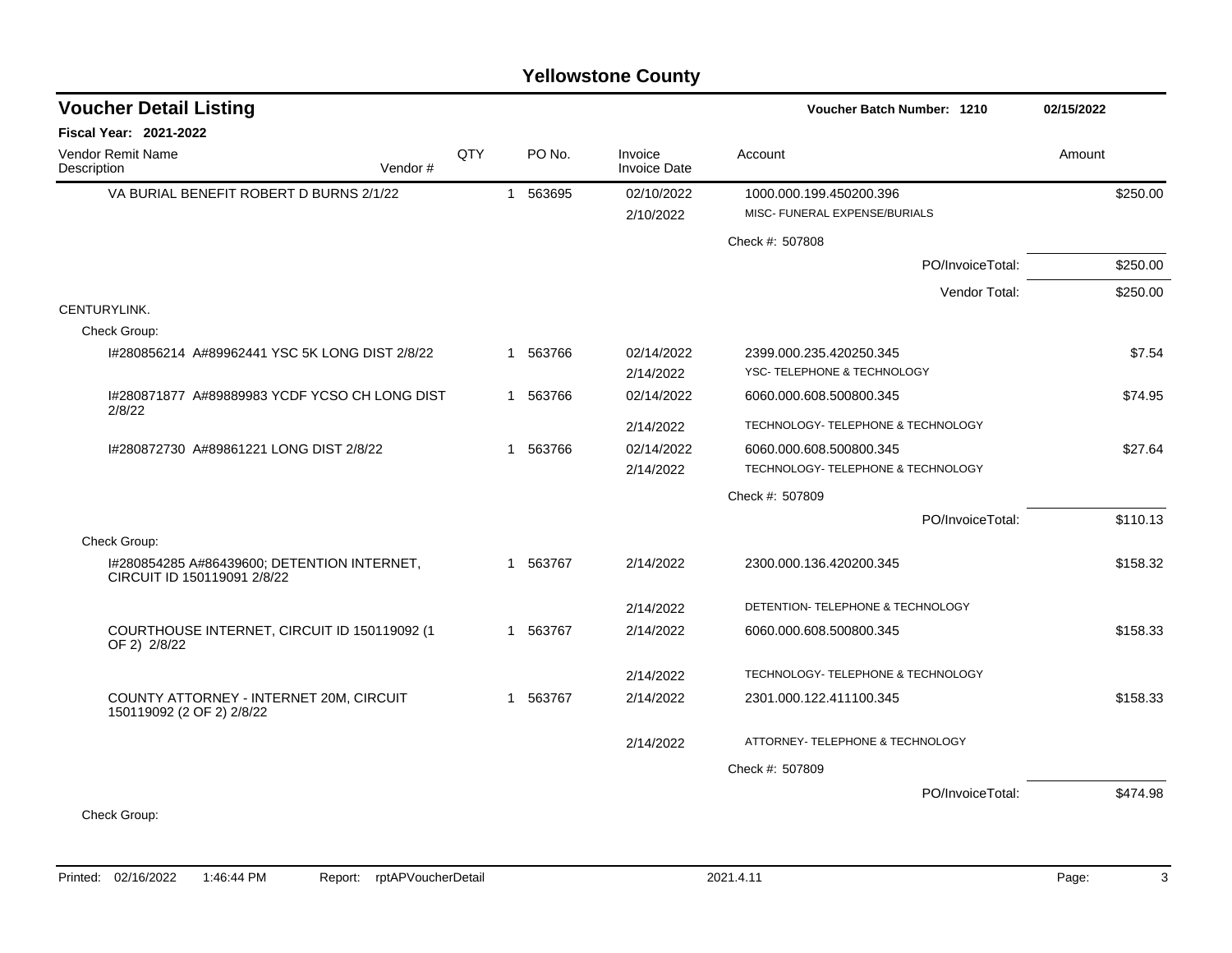# Yellowstone County

## Voucher Detail Listing

**Voucher Batch Number: 1210** 02/15/2022

**Fiscal Year: 2021-2022**

| Vendor Remit Name / Description | Vendor # | QTY | PO No. | Invoice / Invoice Date | Account | Amount |
|---|---|---|---|---|---|---|
| VA BURIAL BENEFIT ROBERT D BURNS 2/1/22 | | 1 | 563695 | 02/10/2022 / 2/10/2022 | 1000.000.199.450200.396 MISC- FUNERAL EXPENSE/BURIALS | $250.00 |
| | | | | | Check #: 507808 | |
| | | | | | PO/InvoiceTotal: | $250.00 |
| | | | | | Vendor Total: | $250.00 |
| CENTURYLINK. | | | | | | |
| Check Group: | | | | | | |
| I#280856214 A#89962441 YSC 5K LONG DIST 2/8/22 | | 1 | 563766 | 02/14/2022 / 2/14/2022 | 2399.000.235.420250.345 YSC- TELEPHONE & TECHNOLOGY | $7.54 |
| I#280871877 A#89889983 YCDF YCSO CH LONG DIST 2/8/22 | | 1 | 563766 | 02/14/2022 / 2/14/2022 | 6060.000.608.500800.345 TECHNOLOGY- TELEPHONE & TECHNOLOGY | $74.95 |
| I#280872730 A#89861221 LONG DIST 2/8/22 | | 1 | 563766 | 02/14/2022 / 2/14/2022 | 6060.000.608.500800.345 TECHNOLOGY- TELEPHONE & TECHNOLOGY | $27.64 |
| | | | | | Check #: 507809 | |
| | | | | | PO/InvoiceTotal: | $110.13 |
| Check Group: | | | | | | |
| I#280854285 A#86439600; DETENTION INTERNET, CIRCUIT ID 150119091 2/8/22 | | 1 | 563767 | 2/14/2022 / 2/14/2022 | 2300.000.136.420200.345 DETENTION- TELEPHONE & TECHNOLOGY | $158.32 |
| COURTHOUSE INTERNET, CIRCUIT ID 150119092 (1 OF 2) 2/8/22 | | 1 | 563767 | 2/14/2022 / 2/14/2022 | 6060.000.608.500800.345 TECHNOLOGY- TELEPHONE & TECHNOLOGY | $158.33 |
| COUNTY ATTORNEY - INTERNET 20M, CIRCUIT 150119092 (2 OF 2) 2/8/22 | | 1 | 563767 | 2/14/2022 / 2/14/2022 | 2301.000.122.411100.345 ATTORNEY- TELEPHONE & TECHNOLOGY | $158.33 |
| | | | | | Check #: 507809 | |
| | | | | | PO/InvoiceTotal: | $474.98 |
| Check Group: | | | | | | |

Printed: 02/16/2022 1:46:44 PM Report: rptAPVoucherDetail 2021.4.11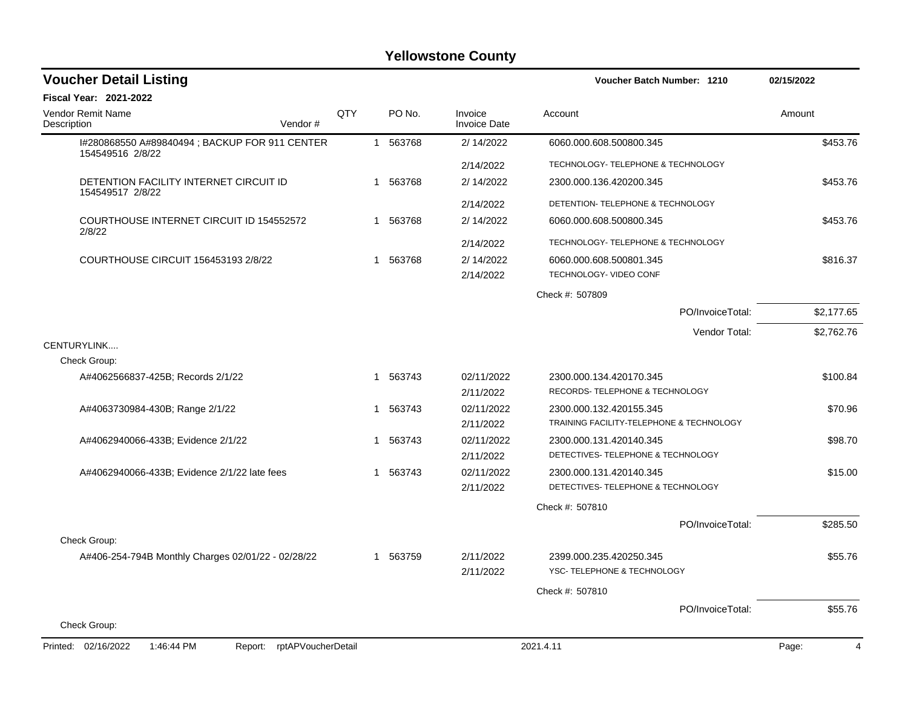# Yellowstone County

## Voucher Detail Listing

**Voucher Batch Number: 1210** — 02/15/2022

**Fiscal Year: 2021-2022**

| Vendor Remit Name / Description | Vendor # | QTY | PO No. | Invoice / Invoice Date | Account | Amount |
|---|---|---|---|---|---|---|
| I#280868550 A#89840494 ; BACKUP FOR 911 CENTER 154549516 2/8/22 | | 1 | 563768 | 2/ 14/2022 | 6060.000.608.500800.345 | $453.76 |
| | | | | 2/14/2022 | TECHNOLOGY- TELEPHONE & TECHNOLOGY | |
| DETENTION FACILITY INTERNET CIRCUIT ID 154549517 2/8/22 | | 1 | 563768 | 2/ 14/2022 | 2300.000.136.420200.345 | $453.76 |
| | | | | 2/14/2022 | DETENTION- TELEPHONE & TECHNOLOGY | |
| COURTHOUSE INTERNET CIRCUIT ID 154552572 2/8/22 | | 1 | 563768 | 2/ 14/2022 | 6060.000.608.500800.345 | $453.76 |
| | | | | 2/14/2022 | TECHNOLOGY- TELEPHONE & TECHNOLOGY | |
| COURTHOUSE CIRCUIT 156453193 2/8/22 | | 1 | 563768 | 2/ 14/2022 | 6060.000.608.500801.345 | $816.37 |
| | | | | 2/14/2022 | TECHNOLOGY- VIDEO CONF | |
| | | | | | Check #: 507809 | |
| | | | | | PO/InvoiceTotal: | $2,177.65 |
| | | | | | Vendor Total: | $2,762.76 |
| CENTURYLINK.... | | | | | | |
| Check Group: | | | | | | |
| A#4062566837-425B; Records 2/1/22 | | 1 | 563743 | 02/11/2022 | 2300.000.134.420170.345 | $100.84 |
| | | | | 2/11/2022 | RECORDS- TELEPHONE & TECHNOLOGY | |
| A#4063730984-430B; Range 2/1/22 | | 1 | 563743 | 02/11/2022 | 2300.000.132.420155.345 | $70.96 |
| | | | | 2/11/2022 | TRAINING FACILITY-TELEPHONE & TECHNOLOGY | |
| A#4062940066-433B; Evidence 2/1/22 | | 1 | 563743 | 02/11/2022 | 2300.000.131.420140.345 | $98.70 |
| | | | | 2/11/2022 | DETECTIVES- TELEPHONE & TECHNOLOGY | |
| A#4062940066-433B; Evidence 2/1/22 late fees | | 1 | 563743 | 02/11/2022 | 2300.000.131.420140.345 | $15.00 |
| | | | | 2/11/2022 | DETECTIVES- TELEPHONE & TECHNOLOGY | |
| | | | | | Check #: 507810 | |
| | | | | | PO/InvoiceTotal: | $285.50 |
| Check Group: | | | | | | |
| A#406-254-794B Monthly Charges 02/01/22 - 02/28/22 | | 1 | 563759 | 2/11/2022 | 2399.000.235.420250.345 | $55.76 |
| | | | | 2/11/2022 | YSC- TELEPHONE & TECHNOLOGY | |
| | | | | | Check #: 507810 | |
| | | | | | PO/InvoiceTotal: | $55.76 |
| Check Group: | | | | | | |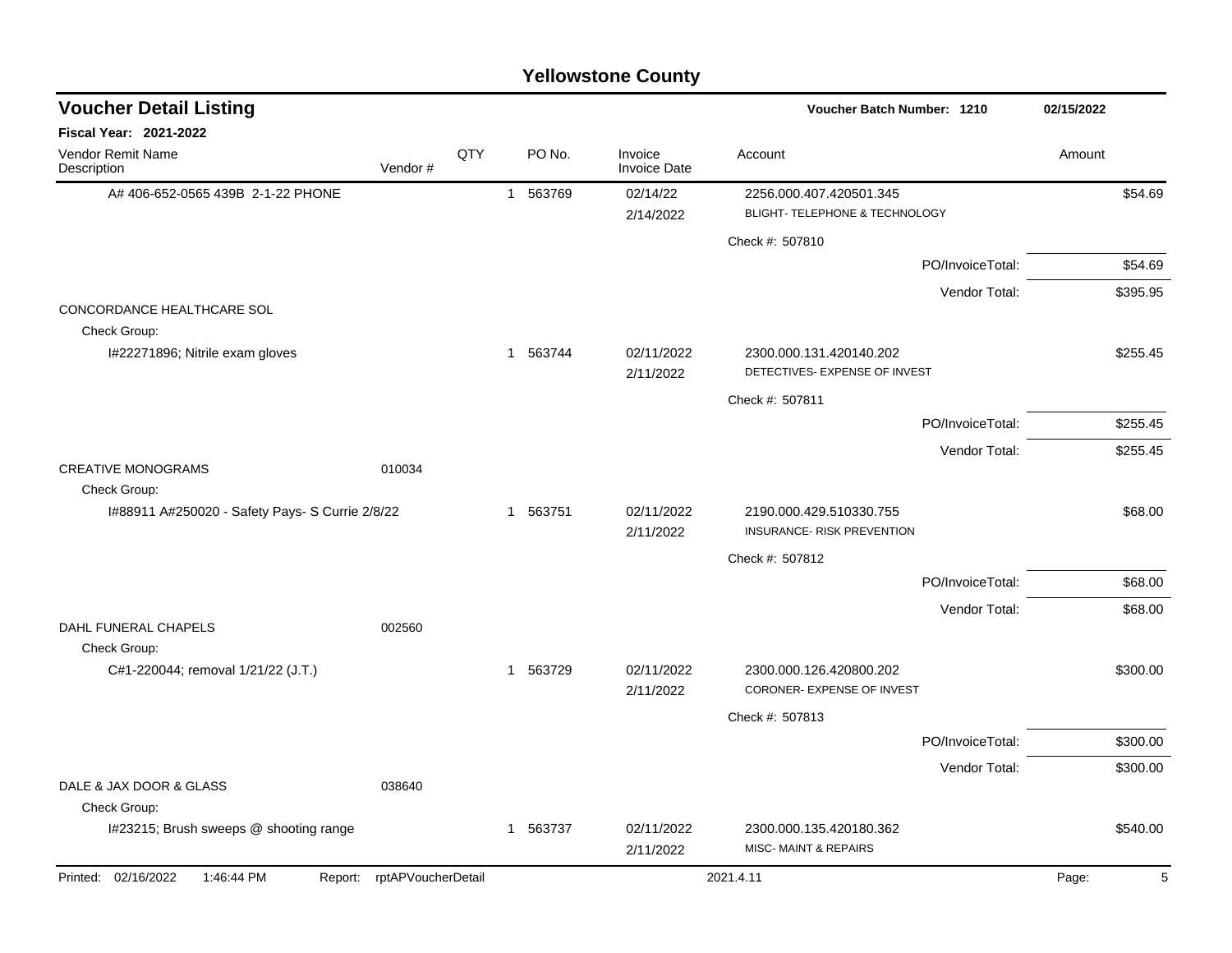# Yellowstone County

## Voucher Detail Listing

**Voucher Batch Number: 1210** — 02/15/2022

**Fiscal Year: 2021-2022**

| Vendor Remit Name / Description | Vendor # | QTY | PO No. | Invoice / Invoice Date | Account | Amount |
|---|---|---|---|---|---|---|
| A# 406-652-0565 439B 2-1-22 PHONE | | 1 | 563769 | 02/14/22 / 2/14/2022 | 2256.000.407.420501.345 BLIGHT- TELEPHONE & TECHNOLOGY | $54.69 |
| | | | | | Check #: 507810 | |
| | | | | | PO/InvoiceTotal: | $54.69 |
| | | | | | Vendor Total: | $395.95 |
| CONCORDANCE HEALTHCARE SOL | | | | | | |
| Check Group: | | | | | | |
| I#22271896; Nitrile exam gloves | | 1 | 563744 | 02/11/2022 / 2/11/2022 | 2300.000.131.420140.202 DETECTIVES- EXPENSE OF INVEST | $255.45 |
| | | | | | Check #: 507811 | |
| | | | | | PO/InvoiceTotal: | $255.45 |
| | | | | | Vendor Total: | $255.45 |
| CREATIVE MONOGRAMS | 010034 | | | | | |
| Check Group: | | | | | | |
| I#88911 A#250020 - Safety Pays- S Currie 2/8/22 | | 1 | 563751 | 02/11/2022 / 2/11/2022 | 2190.000.429.510330.755 INSURANCE- RISK PREVENTION | $68.00 |
| | | | | | Check #: 507812 | |
| | | | | | PO/InvoiceTotal: | $68.00 |
| | | | | | Vendor Total: | $68.00 |
| DAHL FUNERAL CHAPELS | 002560 | | | | | |
| Check Group: | | | | | | |
| C#1-220044; removal 1/21/22 (J.T.) | | 1 | 563729 | 02/11/2022 / 2/11/2022 | 2300.000.126.420800.202 CORONER- EXPENSE OF INVEST | $300.00 |
| | | | | | Check #: 507813 | |
| | | | | | PO/InvoiceTotal: | $300.00 |
| | | | | | Vendor Total: | $300.00 |
| DALE & JAX DOOR & GLASS | 038640 | | | | | |
| Check Group: | | | | | | |
| I#23215; Brush sweeps @ shooting range | | 1 | 563737 | 02/11/2022 / 2/11/2022 | 2300.000.135.420180.362 MISC- MAINT & REPAIRS | $540.00 |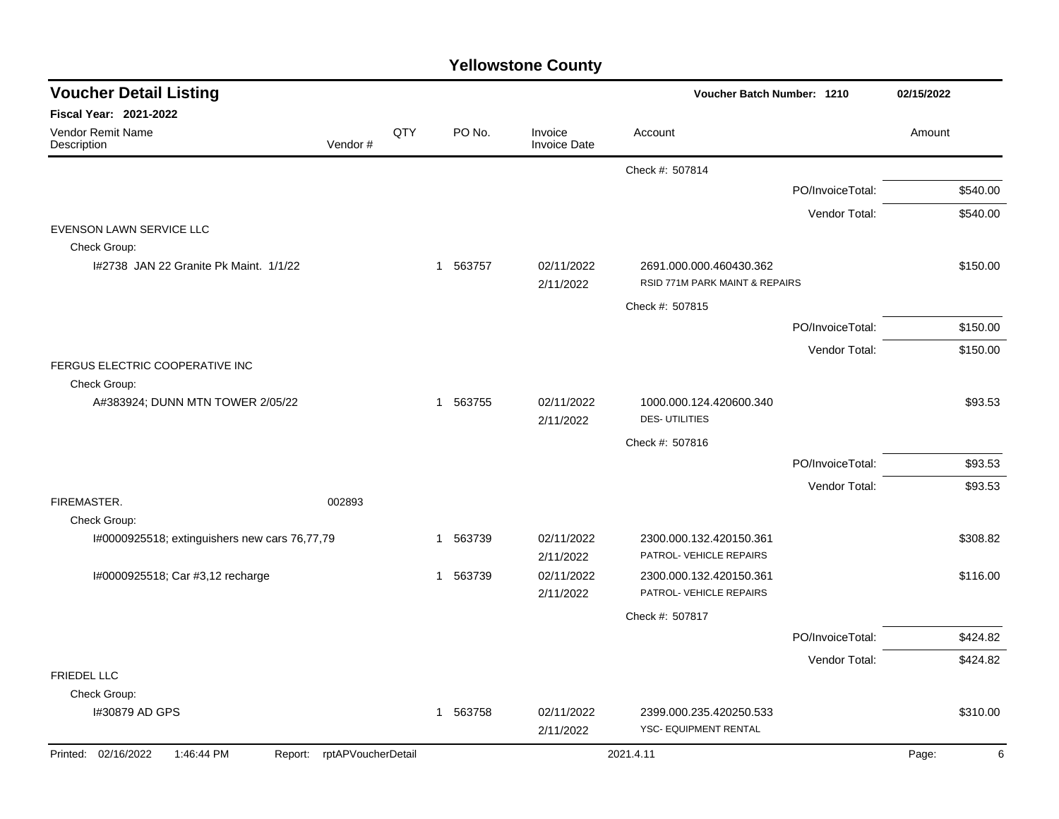# Yellowstone County

## Voucher Detail Listing

**Voucher Batch Number: 1210** 02/15/2022

**Fiscal Year: 2021-2022**

| Vendor Remit Name / Description | Vendor # | QTY | PO No. | Invoice / Invoice Date | Account | Amount |
|---|---|---|---|---|---|---|
| | | | | | Check #: 507814 | |
| | | | | | PO/InvoiceTotal: | $540.00 |
| | | | | | Vendor Total: | $540.00 |
| EVENSON LAWN SERVICE LLC | | | | | | |
| Check Group: | | | | | | |
| I#2738 JAN 22 Granite Pk Maint. 1/1/22 | | 1 | 563757 | 02/11/2022 2/11/2022 | 2691.000.000.460430.362 RSID 771M PARK MAINT & REPAIRS | $150.00 |
| | | | | | Check #: 507815 | |
| | | | | | PO/InvoiceTotal: | $150.00 |
| | | | | | Vendor Total: | $150.00 |
| FERGUS ELECTRIC COOPERATIVE INC | | | | | | |
| Check Group: | | | | | | |
| A#383924; DUNN MTN TOWER 2/05/22 | | 1 | 563755 | 02/11/2022 2/11/2022 | 1000.000.124.420600.340 DES- UTILITIES | $93.53 |
| | | | | | Check #: 507816 | |
| | | | | | PO/InvoiceTotal: | $93.53 |
| | | | | | Vendor Total: | $93.53 |
| FIREMASTER. | 002893 | | | | | |
| Check Group: | | | | | | |
| I#0000925518; extinguishers new cars 76,77,79 | | 1 | 563739 | 02/11/2022 2/11/2022 | 2300.000.132.420150.361 PATROL- VEHICLE REPAIRS | $308.82 |
| I#0000925518; Car #3,12 recharge | | 1 | 563739 | 02/11/2022 2/11/2022 | 2300.000.132.420150.361 PATROL- VEHICLE REPAIRS | $116.00 |
| | | | | | Check #: 507817 | |
| | | | | | PO/InvoiceTotal: | $424.82 |
| | | | | | Vendor Total: | $424.82 |
| FRIEDEL LLC | | | | | | |
| Check Group: | | | | | | |
| I#30879 AD GPS | | 1 | 563758 | 02/11/2022 2/11/2022 | 2399.000.235.420250.533 YSC- EQUIPMENT RENTAL | $310.00 |

Printed: 02/16/2022 1:46:44 PM Report: rptAPVoucherDetail 2021.4.11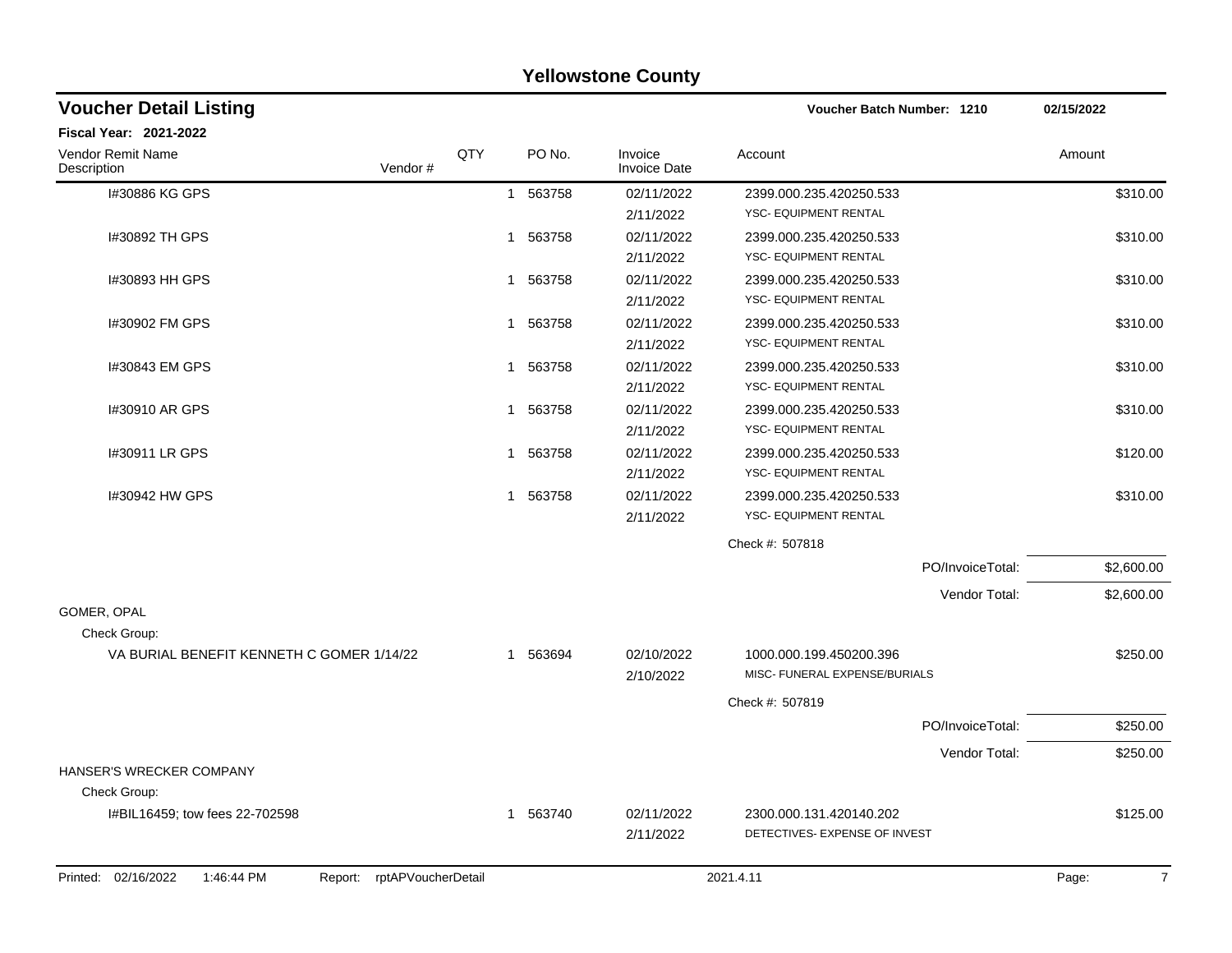# Yellowstone County

## Voucher Detail Listing

**Voucher Batch Number: 1210** 02/15/2022

**Fiscal Year: 2021-2022**

| Vendor Remit Name / Description | Vendor # | QTY | PO No. | Invoice / Invoice Date | Account | Amount |
|---|---|---|---|---|---|---|
| I#30886 KG GPS | | 1 | 563758 | 02/11/2022 2/11/2022 | 2399.000.235.420250.533 YSC- EQUIPMENT RENTAL | $310.00 |
| I#30892 TH GPS | | 1 | 563758 | 02/11/2022 2/11/2022 | 2399.000.235.420250.533 YSC- EQUIPMENT RENTAL | $310.00 |
| I#30893 HH GPS | | 1 | 563758 | 02/11/2022 2/11/2022 | 2399.000.235.420250.533 YSC- EQUIPMENT RENTAL | $310.00 |
| I#30902 FM GPS | | 1 | 563758 | 02/11/2022 2/11/2022 | 2399.000.235.420250.533 YSC- EQUIPMENT RENTAL | $310.00 |
| I#30843 EM GPS | | 1 | 563758 | 02/11/2022 2/11/2022 | 2399.000.235.420250.533 YSC- EQUIPMENT RENTAL | $310.00 |
| I#30910 AR GPS | | 1 | 563758 | 02/11/2022 2/11/2022 | 2399.000.235.420250.533 YSC- EQUIPMENT RENTAL | $310.00 |
| I#30911 LR GPS | | 1 | 563758 | 02/11/2022 2/11/2022 | 2399.000.235.420250.533 YSC- EQUIPMENT RENTAL | $120.00 |
| I#30942 HW GPS | | 1 | 563758 | 02/11/2022 2/11/2022 | 2399.000.235.420250.533 YSC- EQUIPMENT RENTAL | $310.00 |
| | | | | | Check #: 507818 | |
| | | | | | PO/InvoiceTotal: | $2,600.00 |
| | | | | | Vendor Total: | $2,600.00 |
| GOMER, OPAL | | | | | | |
| Check Group: | | | | | | |
| VA BURIAL BENEFIT KENNETH C GOMER 1/14/22 | | 1 | 563694 | 02/10/2022 2/10/2022 | 1000.000.199.450200.396 MISC- FUNERAL EXPENSE/BURIALS | $250.00 |
| | | | | | Check #: 507819 | |
| | | | | | PO/InvoiceTotal: | $250.00 |
| | | | | | Vendor Total: | $250.00 |
| HANSER'S WRECKER COMPANY | | | | | | |
| Check Group: | | | | | | |
| I#BIL16459; tow fees 22-702598 | | 1 | 563740 | 02/11/2022 2/11/2022 | 2300.000.131.420140.202 DETECTIVES- EXPENSE OF INVEST | $125.00 |

Printed: 02/16/2022 1:46:44 PM Report: rptAPVoucherDetail 2021.4.11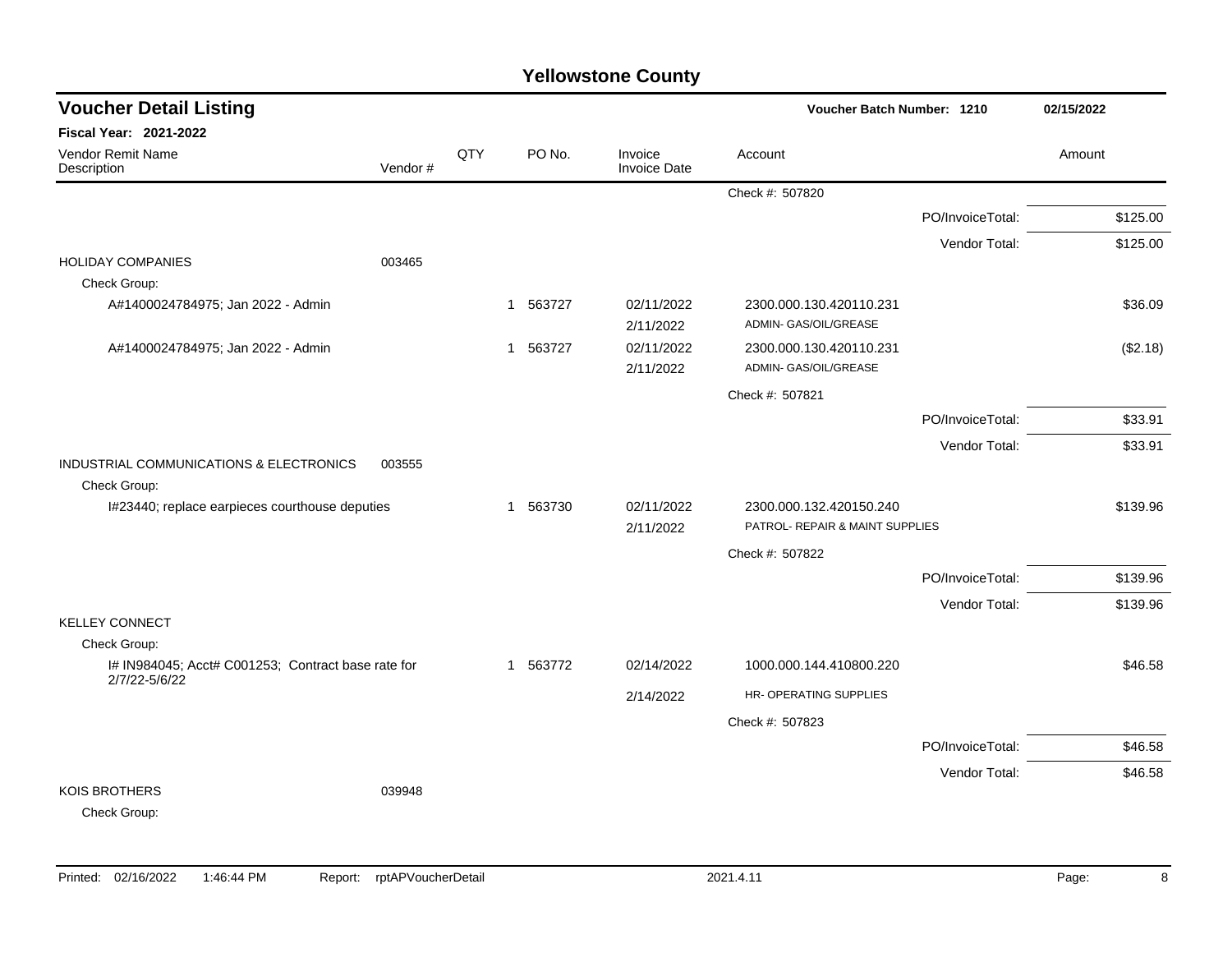# Yellowstone County

## Voucher Detail Listing

**Voucher Batch Number: 1210** — 02/15/2022

**Fiscal Year: 2021-2022**

| Vendor Remit Name / Description | Vendor # | QTY | PO No. | Invoice / Invoice Date | Account | Amount |
|---|---|---|---|---|---|---|
| | | | | | Check #: 507820 | |
| | | | | | PO/InvoiceTotal: | $125.00 |
| | | | | | Vendor Total: | $125.00 |
| HOLIDAY COMPANIES | 003465 | | | | | |
| Check Group: | | | | | | |
| A#1400024784975; Jan 2022 - Admin | | 1 | 563727 | 02/11/2022 2/11/2022 | 2300.000.130.420110.231 ADMIN- GAS/OIL/GREASE | $36.09 |
| A#1400024784975; Jan 2022 - Admin | | 1 | 563727 | 02/11/2022 2/11/2022 | 2300.000.130.420110.231 ADMIN- GAS/OIL/GREASE | ($2.18) |
| | | | | | Check #: 507821 | |
| | | | | | PO/InvoiceTotal: | $33.91 |
| | | | | | Vendor Total: | $33.91 |
| INDUSTRIAL COMMUNICATIONS & ELECTRONICS | 003555 | | | | | |
| Check Group: | | | | | | |
| I#23440; replace earpieces courthouse deputies | | 1 | 563730 | 02/11/2022 2/11/2022 | 2300.000.132.420150.240 PATROL- REPAIR & MAINT SUPPLIES | $139.96 |
| | | | | | Check #: 507822 | |
| | | | | | PO/InvoiceTotal: | $139.96 |
| | | | | | Vendor Total: | $139.96 |
| KELLEY CONNECT | | | | | | |
| Check Group: | | | | | | |
| I# IN984045; Acct# C001253; Contract base rate for 2/7/22-5/6/22 | | 1 | 563772 | 02/14/2022 2/14/2022 | 1000.000.144.410800.220 HR- OPERATING SUPPLIES | $46.58 |
| | | | | | Check #: 507823 | |
| | | | | | PO/InvoiceTotal: | $46.58 |
| | | | | | Vendor Total: | $46.58 |
| KOIS BROTHERS | 039948 | | | | | |
| Check Group: | | | | | | |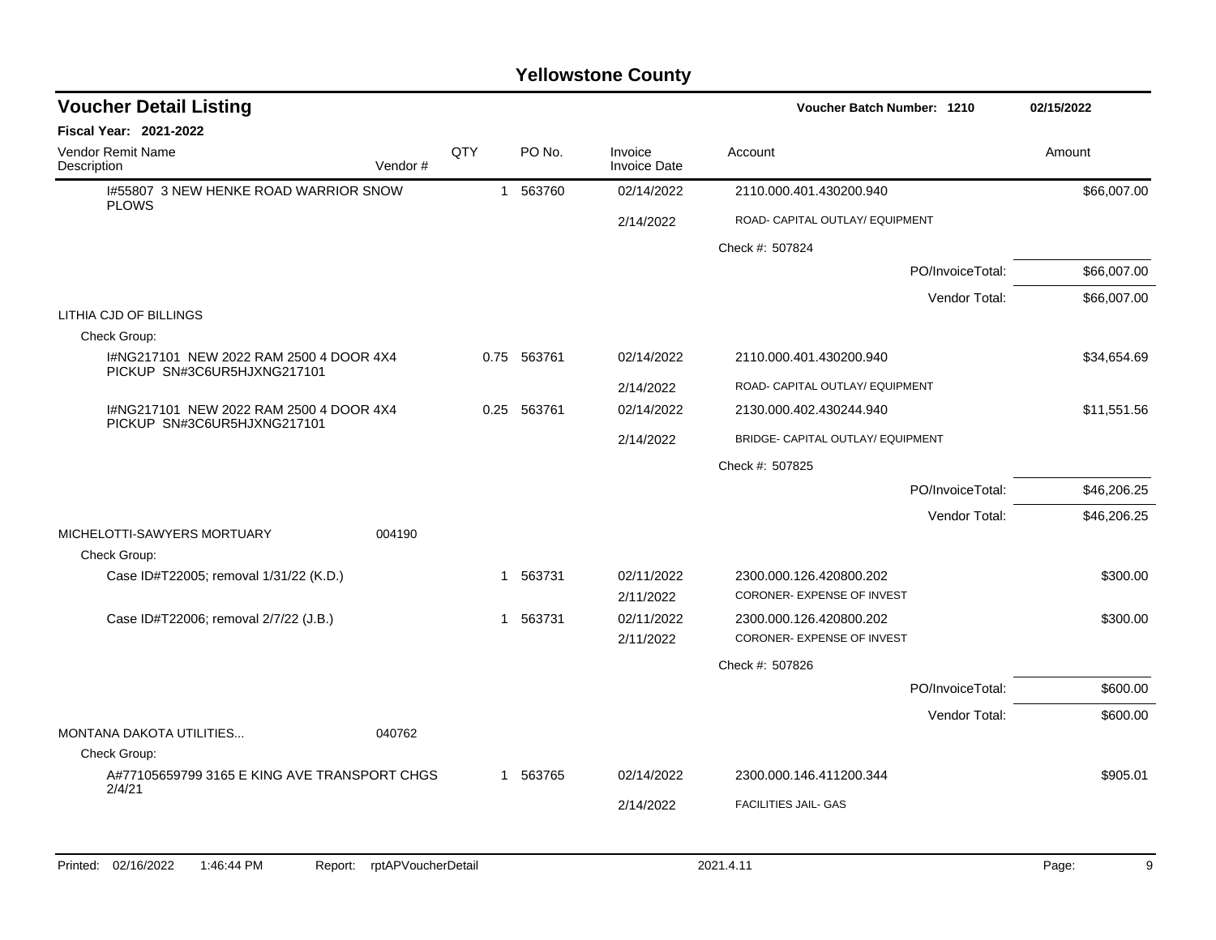# Yellowstone County

## Voucher Detail Listing

Voucher Batch Number: 1210 — 02/15/2022

**Fiscal Year: 2021-2022**

| Vendor Remit Name / Description | Vendor # | QTY | PO No. | Invoice / Invoice Date | Account | Amount |
|---|---|---|---|---|---|---|
| I#55807 3 NEW HENKE ROAD WARRIOR SNOW PLOWS | | 1 | 563760 | 02/14/2022 | 2110.000.401.430200.940 | $66,007.00 |
| | | | | 2/14/2022 | ROAD- CAPITAL OUTLAY/ EQUIPMENT | |
| | | | | | Check #: 507824 | |
| | | | | | PO/InvoiceTotal: | $66,007.00 |
| | | | | | Vendor Total: | $66,007.00 |
| LITHIA CJD OF BILLINGS | | | | | | |
| Check Group: | | | | | | |
| I#NG217101 NEW 2022 RAM 2500 4 DOOR 4X4 PICKUP SN#3C6UR5HJXNG217101 | | 0.75 | 563761 | 02/14/2022 | 2110.000.401.430200.940 | $34,654.69 |
| | | | | 2/14/2022 | ROAD- CAPITAL OUTLAY/ EQUIPMENT | |
| I#NG217101 NEW 2022 RAM 2500 4 DOOR 4X4 PICKUP SN#3C6UR5HJXNG217101 | | 0.25 | 563761 | 02/14/2022 | 2130.000.402.430244.940 | $11,551.56 |
| | | | | 2/14/2022 | BRIDGE- CAPITAL OUTLAY/ EQUIPMENT | |
| | | | | | Check #: 507825 | |
| | | | | | PO/InvoiceTotal: | $46,206.25 |
| | | | | | Vendor Total: | $46,206.25 |
| MICHELOTTI-SAWYERS MORTUARY | 004190 | | | | | |
| Check Group: | | | | | | |
| Case ID#T22005; removal 1/31/22 (K.D.) | | 1 | 563731 | 02/11/2022 | 2300.000.126.420800.202 | $300.00 |
| | | | | 2/11/2022 | CORONER- EXPENSE OF INVEST | |
| Case ID#T22006; removal 2/7/22 (J.B.) | | 1 | 563731 | 02/11/2022 | 2300.000.126.420800.202 | $300.00 |
| | | | | 2/11/2022 | CORONER- EXPENSE OF INVEST | |
| | | | | | Check #: 507826 | |
| | | | | | PO/InvoiceTotal: | $600.00 |
| | | | | | Vendor Total: | $600.00 |
| MONTANA DAKOTA UTILITIES... | 040762 | | | | | |
| Check Group: | | | | | | |
| A#77105659799 3165 E KING AVE TRANSPORT CHGS 2/4/21 | | 1 | 563765 | 02/14/2022 | 2300.000.146.411200.344 | $905.01 |
| | | | | 2/14/2022 | FACILITIES JAIL- GAS | |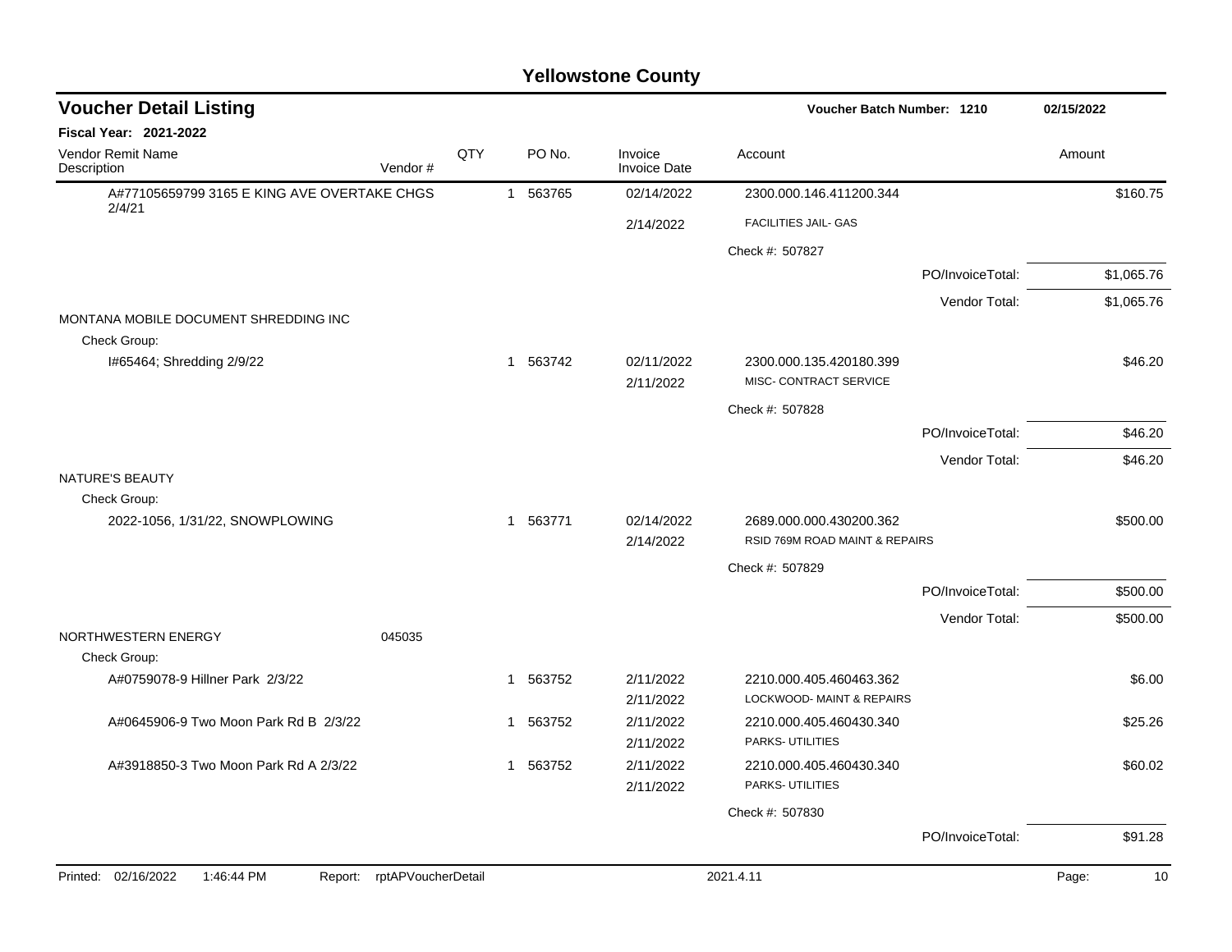# Yellowstone County

## Voucher Detail Listing

**Voucher Batch Number: 1210** 02/15/2022

**Fiscal Year: 2021-2022**

| Vendor Remit Name / Description | Vendor # | QTY | PO No. | Invoice / Invoice Date | Account | Amount |
|---|---|---|---|---|---|---|
| A#77105659799 3165 E KING AVE OVERTAKE CHGS 2/4/21 | | 1 | 563765 | 02/14/2022 | 2300.000.146.411200.344 | $160.75 |
| | | | | 2/14/2022 | FACILITIES JAIL- GAS | |
| | | | | | Check #: 507827 | |
| | | | | | PO/InvoiceTotal: | $1,065.76 |
| | | | | | Vendor Total: | $1,065.76 |
| MONTANA MOBILE DOCUMENT SHREDDING INC | | | | | | |
| Check Group: | | | | | | |
| I#65464; Shredding 2/9/22 | | 1 | 563742 | 02/11/2022 | 2300.000.135.420180.399 | $46.20 |
| | | | | 2/11/2022 | MISC- CONTRACT SERVICE | |
| | | | | | Check #: 507828 | |
| | | | | | PO/InvoiceTotal: | $46.20 |
| | | | | | Vendor Total: | $46.20 |
| NATURE'S BEAUTY | | | | | | |
| Check Group: | | | | | | |
| 2022-1056, 1/31/22, SNOWPLOWING | | 1 | 563771 | 02/14/2022 | 2689.000.000.430200.362 | $500.00 |
| | | | | 2/14/2022 | RSID 769M ROAD MAINT & REPAIRS | |
| | | | | | Check #: 507829 | |
| | | | | | PO/InvoiceTotal: | $500.00 |
| | | | | | Vendor Total: | $500.00 |
| NORTHWESTERN ENERGY | 045035 | | | | | |
| Check Group: | | | | | | |
| A#0759078-9 Hillner Park 2/3/22 | | 1 | 563752 | 2/11/2022 | 2210.000.405.460463.362 | $6.00 |
| | | | | 2/11/2022 | LOCKWOOD- MAINT & REPAIRS | |
| A#0645906-9 Two Moon Park Rd B 2/3/22 | | 1 | 563752 | 2/11/2022 | 2210.000.405.460430.340 | $25.26 |
| | | | | 2/11/2022 | PARKS- UTILITIES | |
| A#3918850-3 Two Moon Park Rd A 2/3/22 | | 1 | 563752 | 2/11/2022 | 2210.000.405.460430.340 | $60.02 |
| | | | | 2/11/2022 | PARKS- UTILITIES | |
| | | | | | Check #: 507830 | |
| | | | | | PO/InvoiceTotal: | $91.28 |

Printed: 02/16/2022 1:46:44 PM Report: rptAPVoucherDetail 2021.4.11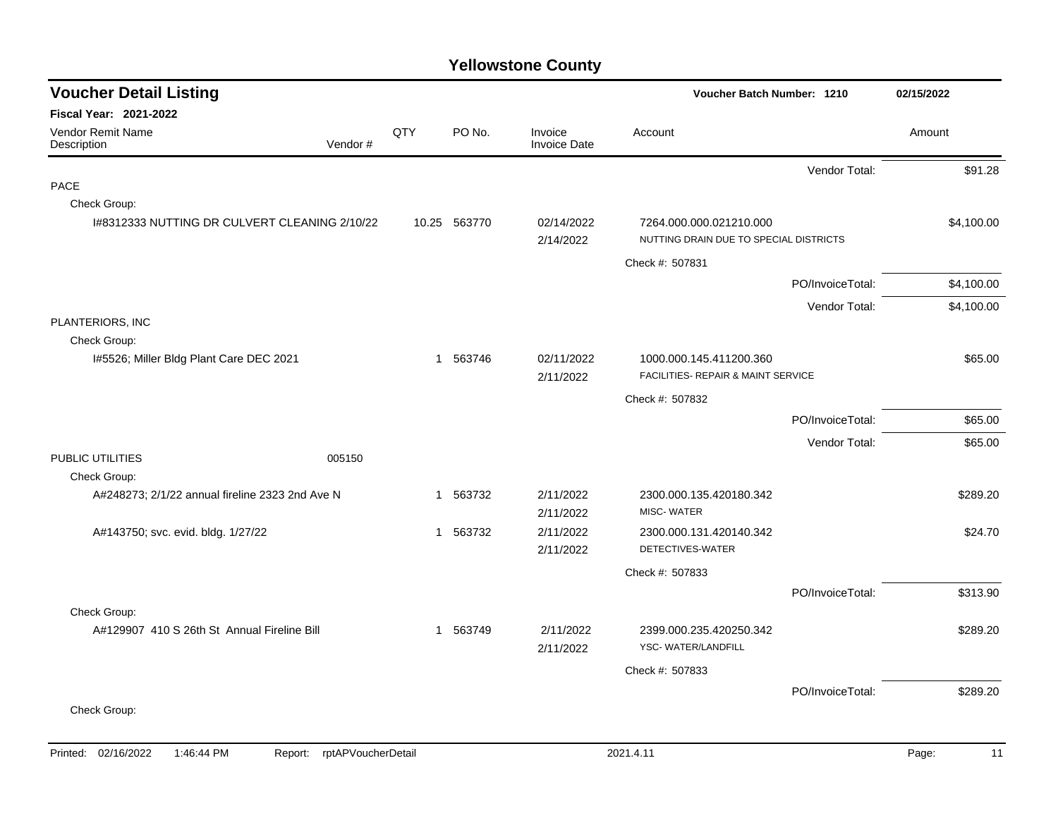# Yellowstone County

## Voucher Detail Listing

**Voucher Batch Number: 1210** — 02/15/2022

**Fiscal Year: 2021-2022**

| Vendor Remit Name / Description | Vendor # | QTY | PO No. | Invoice / Invoice Date | Account | Amount |
|---|---|---|---|---|---|---|
| | | | | | Vendor Total: | $91.28 |
| PACE | | | | | | |
| Check Group: | | | | | | |
| I#8312333 NUTTING DR CULVERT CLEANING 2/10/22 | | 10.25 | 563770 | 02/14/2022 / 2/14/2022 | 7264.000.000.021210.000 NUTTING DRAIN DUE TO SPECIAL DISTRICTS | $4,100.00 |
| | | | | | Check #: 507831 | |
| | | | | | PO/InvoiceTotal: | $4,100.00 |
| | | | | | Vendor Total: | $4,100.00 |
| PLANTERIORS, INC | | | | | | |
| Check Group: | | | | | | |
| I#5526; Miller Bldg Plant Care DEC 2021 | | 1 | 563746 | 02/11/2022 / 2/11/2022 | 1000.000.145.411200.360 FACILITIES- REPAIR & MAINT SERVICE | $65.00 |
| | | | | | Check #: 507832 | |
| | | | | | PO/InvoiceTotal: | $65.00 |
| | | | | | Vendor Total: | $65.00 |
| PUBLIC UTILITIES | 005150 | | | | | |
| Check Group: | | | | | | |
| A#248273; 2/1/22 annual fireline 2323 2nd Ave N | | 1 | 563732 | 2/11/2022 / 2/11/2022 | 2300.000.135.420180.342 MISC- WATER | $289.20 |
| A#143750; svc. evid. bldg. 1/27/22 | | 1 | 563732 | 2/11/2022 / 2/11/2022 | 2300.000.131.420140.342 DETECTIVES-WATER | $24.70 |
| | | | | | Check #: 507833 | |
| | | | | | PO/InvoiceTotal: | $313.90 |
| Check Group: | | | | | | |
| A#129907 410 S 26th St Annual Fireline Bill | | 1 | 563749 | 2/11/2022 / 2/11/2022 | 2399.000.235.420250.342 YSC- WATER/LANDFILL | $289.20 |
| | | | | | Check #: 507833 | |
| | | | | | PO/InvoiceTotal: | $289.20 |
| Check Group: | | | | | | |

Printed: 02/16/2022 1:46:44 PM Report: rptAPVoucherDetail 2021.4.11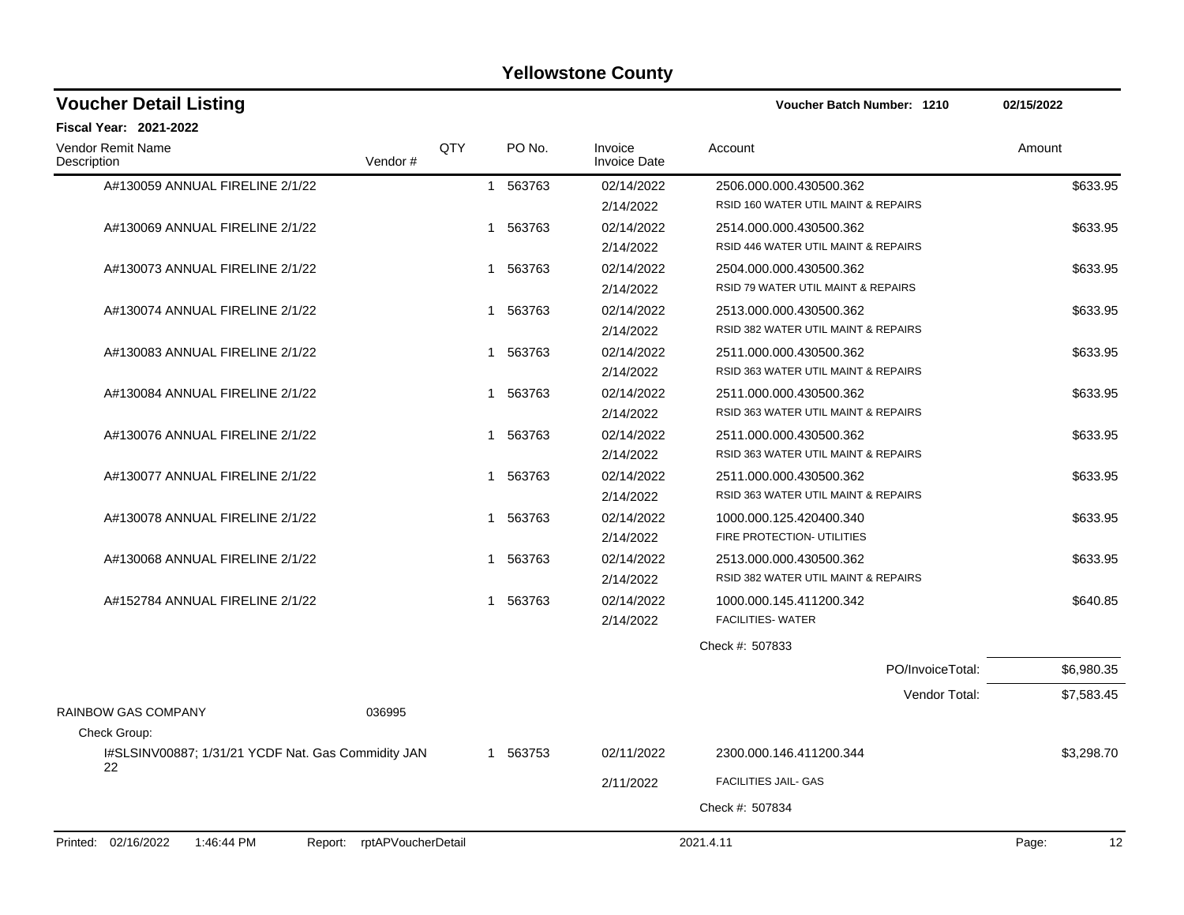# Yellowstone County

## Voucher Detail Listing

**Voucher Batch Number: 1210** — 02/15/2022

**Fiscal Year: 2021-2022**

| Vendor Remit Name / Description | Vendor # | QTY | PO No. | Invoice / Invoice Date | Account | Amount |
|---|---|---|---|---|---|---|
| A#130059 ANNUAL FIRELINE 2/1/22 | | 1 | 563763 | 02/14/2022<br>2/14/2022 | 2506.000.000.430500.362<br>RSID 160 WATER UTIL MAINT & REPAIRS | $633.95 |
| A#130069 ANNUAL FIRELINE 2/1/22 | | 1 | 563763 | 02/14/2022<br>2/14/2022 | 2514.000.000.430500.362<br>RSID 446 WATER UTIL MAINT & REPAIRS | $633.95 |
| A#130073 ANNUAL FIRELINE 2/1/22 | | 1 | 563763 | 02/14/2022<br>2/14/2022 | 2504.000.000.430500.362<br>RSID 79 WATER UTIL MAINT & REPAIRS | $633.95 |
| A#130074 ANNUAL FIRELINE 2/1/22 | | 1 | 563763 | 02/14/2022<br>2/14/2022 | 2513.000.000.430500.362<br>RSID 382 WATER UTIL MAINT & REPAIRS | $633.95 |
| A#130083 ANNUAL FIRELINE 2/1/22 | | 1 | 563763 | 02/14/2022<br>2/14/2022 | 2511.000.000.430500.362<br>RSID 363 WATER UTIL MAINT & REPAIRS | $633.95 |
| A#130084 ANNUAL FIRELINE 2/1/22 | | 1 | 563763 | 02/14/2022<br>2/14/2022 | 2511.000.000.430500.362<br>RSID 363 WATER UTIL MAINT & REPAIRS | $633.95 |
| A#130076 ANNUAL FIRELINE 2/1/22 | | 1 | 563763 | 02/14/2022<br>2/14/2022 | 2511.000.000.430500.362<br>RSID 363 WATER UTIL MAINT & REPAIRS | $633.95 |
| A#130077 ANNUAL FIRELINE 2/1/22 | | 1 | 563763 | 02/14/2022<br>2/14/2022 | 2511.000.000.430500.362<br>RSID 363 WATER UTIL MAINT & REPAIRS | $633.95 |
| A#130078 ANNUAL FIRELINE 2/1/22 | | 1 | 563763 | 02/14/2022<br>2/14/2022 | 1000.000.125.420400.340<br>FIRE PROTECTION- UTILITIES | $633.95 |
| A#130068 ANNUAL FIRELINE 2/1/22 | | 1 | 563763 | 02/14/2022<br>2/14/2022 | 2513.000.000.430500.362<br>RSID 382 WATER UTIL MAINT & REPAIRS | $633.95 |
| A#152784 ANNUAL FIRELINE 2/1/22 | | 1 | 563763 | 02/14/2022<br>2/14/2022 | 1000.000.145.411200.342<br>FACILITIES- WATER | $640.85 |
| | | | | | Check #: 507833 | |
| | | | | | PO/InvoiceTotal: | $6,980.35 |
| | | | | | Vendor Total: | $7,583.45 |
| RAINBOW GAS COMPANY | 036995 | | | | | |
| Check Group: | | | | | | |
| I#SLSINV00887; 1/31/21 YCDF Nat. Gas Commidity JAN 22 | | 1 | 563753 | 02/11/2022<br>2/11/2022 | 2300.000.146.411200.344<br>FACILITIES JAIL- GAS | $3,298.70 |
| | | | | | Check #: 507834 | |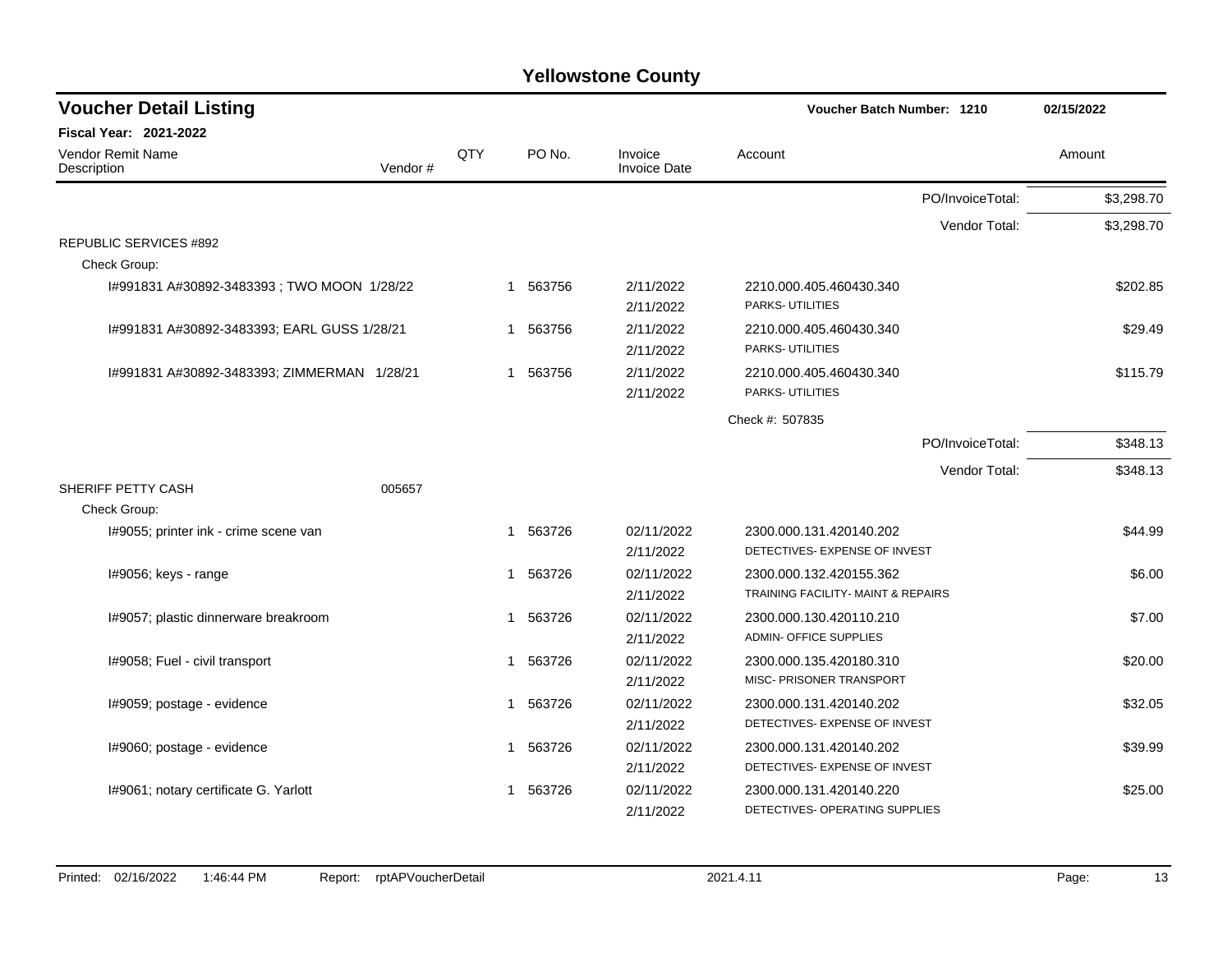# Yellowstone County

## Voucher Detail Listing

**Voucher Batch Number: 1210** 02/15/2022

**Fiscal Year: 2021-2022**

| Vendor Remit Name / Description | Vendor # | QTY | PO No. | Invoice / Invoice Date | Account | Amount |
|---|---|---|---|---|---|---|
| | | | | | PO/InvoiceTotal: | $3,298.70 |
| | | | | | Vendor Total: | $3,298.70 |
| REPUBLIC SERVICES #892 | | | | | | |
| Check Group: | | | | | | |
| I#991831 A#30892-3483393 ; TWO MOON 1/28/22 | | 1 | 563756 | 2/11/2022 / 2/11/2022 | 2210.000.405.460430.340 PARKS- UTILITIES | $202.85 |
| I#991831 A#30892-3483393; EARL GUSS 1/28/21 | | 1 | 563756 | 2/11/2022 / 2/11/2022 | 2210.000.405.460430.340 PARKS- UTILITIES | $29.49 |
| I#991831 A#30892-3483393; ZIMMERMAN 1/28/21 | | 1 | 563756 | 2/11/2022 / 2/11/2022 | 2210.000.405.460430.340 PARKS- UTILITIES | $115.79 |
| | | | | | Check #: 507835 | |
| | | | | | PO/InvoiceTotal: | $348.13 |
| | | | | | Vendor Total: | $348.13 |
| SHERIFF PETTY CASH | 005657 | | | | | |
| Check Group: | | | | | | |
| I#9055; printer ink - crime scene van | | 1 | 563726 | 02/11/2022 / 2/11/2022 | 2300.000.131.420140.202 DETECTIVES- EXPENSE OF INVEST | $44.99 |
| I#9056; keys - range | | 1 | 563726 | 02/11/2022 / 2/11/2022 | 2300.000.132.420155.362 TRAINING FACILITY- MAINT & REPAIRS | $6.00 |
| I#9057; plastic dinnerware breakroom | | 1 | 563726 | 02/11/2022 / 2/11/2022 | 2300.000.130.420110.210 ADMIN- OFFICE SUPPLIES | $7.00 |
| I#9058; Fuel - civil transport | | 1 | 563726 | 02/11/2022 / 2/11/2022 | 2300.000.135.420180.310 MISC- PRISONER TRANSPORT | $20.00 |
| I#9059; postage - evidence | | 1 | 563726 | 02/11/2022 / 2/11/2022 | 2300.000.131.420140.202 DETECTIVES- EXPENSE OF INVEST | $32.05 |
| I#9060; postage - evidence | | 1 | 563726 | 02/11/2022 / 2/11/2022 | 2300.000.131.420140.202 DETECTIVES- EXPENSE OF INVEST | $39.99 |
| I#9061; notary certificate G. Yarlott | | 1 | 563726 | 02/11/2022 / 2/11/2022 | 2300.000.131.420140.220 DETECTIVES- OPERATING SUPPLIES | $25.00 |

Printed: 02/16/2022 1:46:44 PM Report: rptAPVoucherDetail 2021.4.11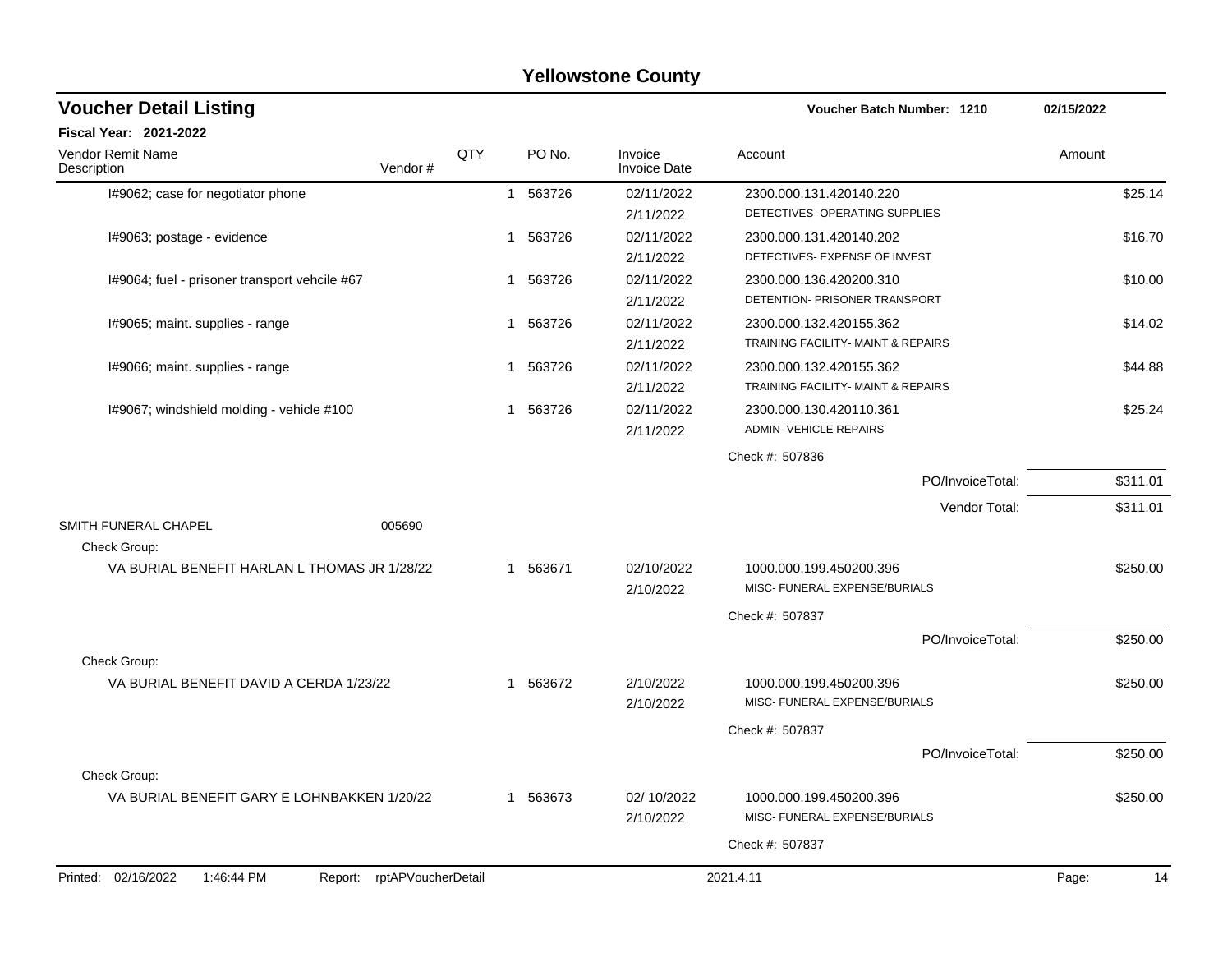## Yellowstone County

### Voucher Detail Listing

**Voucher Batch Number: 1210** 02/15/2022

**Fiscal Year: 2021-2022**

| Vendor Remit Name / Description | Vendor # | QTY | PO No. | Invoice / Invoice Date | Account | Amount |
|---|---|---|---|---|---|---|
| I#9062; case for negotiator phone | | 1 | 563726 | 02/11/2022<br>2/11/2022 | 2300.000.131.420140.220<br>DETECTIVES- OPERATING SUPPLIES | $25.14 |
| I#9063; postage - evidence | | 1 | 563726 | 02/11/2022<br>2/11/2022 | 2300.000.131.420140.202<br>DETECTIVES- EXPENSE OF INVEST | $16.70 |
| I#9064; fuel - prisoner transport vehcile #67 | | 1 | 563726 | 02/11/2022<br>2/11/2022 | 2300.000.136.420200.310<br>DETENTION- PRISONER TRANSPORT | $10.00 |
| I#9065; maint. supplies - range | | 1 | 563726 | 02/11/2022<br>2/11/2022 | 2300.000.132.420155.362<br>TRAINING FACILITY- MAINT & REPAIRS | $14.02 |
| I#9066; maint. supplies - range | | 1 | 563726 | 02/11/2022<br>2/11/2022 | 2300.000.132.420155.362<br>TRAINING FACILITY- MAINT & REPAIRS | $44.88 |
| I#9067; windshield molding - vehicle #100 | | 1 | 563726 | 02/11/2022<br>2/11/2022 | 2300.000.130.420110.361<br>ADMIN- VEHICLE REPAIRS | $25.24 |
| | | | | | Check #: 507836 | |
| | | | | | PO/InvoiceTotal: | $311.01 |
| | | | | | Vendor Total: | $311.01 |
| SMITH FUNERAL CHAPEL | 005690 | | | | | |
| Check Group: | | | | | | |
| VA BURIAL BENEFIT HARLAN L THOMAS JR 1/28/22 | | 1 | 563671 | 02/10/2022<br>2/10/2022 | 1000.000.199.450200.396<br>MISC- FUNERAL EXPENSE/BURIALS | $250.00 |
| | | | | | Check #: 507837 | |
| | | | | | PO/InvoiceTotal: | $250.00 |
| Check Group: | | | | | | |
| VA BURIAL BENEFIT DAVID A CERDA 1/23/22 | | 1 | 563672 | 2/10/2022<br>2/10/2022 | 1000.000.199.450200.396<br>MISC- FUNERAL EXPENSE/BURIALS | $250.00 |
| | | | | | Check #: 507837 | |
| | | | | | PO/InvoiceTotal: | $250.00 |
| Check Group: | | | | | | |
| VA BURIAL BENEFIT GARY E LOHNBAKKEN 1/20/22 | | 1 | 563673 | 02/ 10/2022<br>2/10/2022 | 1000.000.199.450200.396<br>MISC- FUNERAL EXPENSE/BURIALS | $250.00 |
| | | | | | Check #: 507837 | |

Printed: 02/16/2022 1:46:44 PM Report: rptAPVoucherDetail 2021.4.11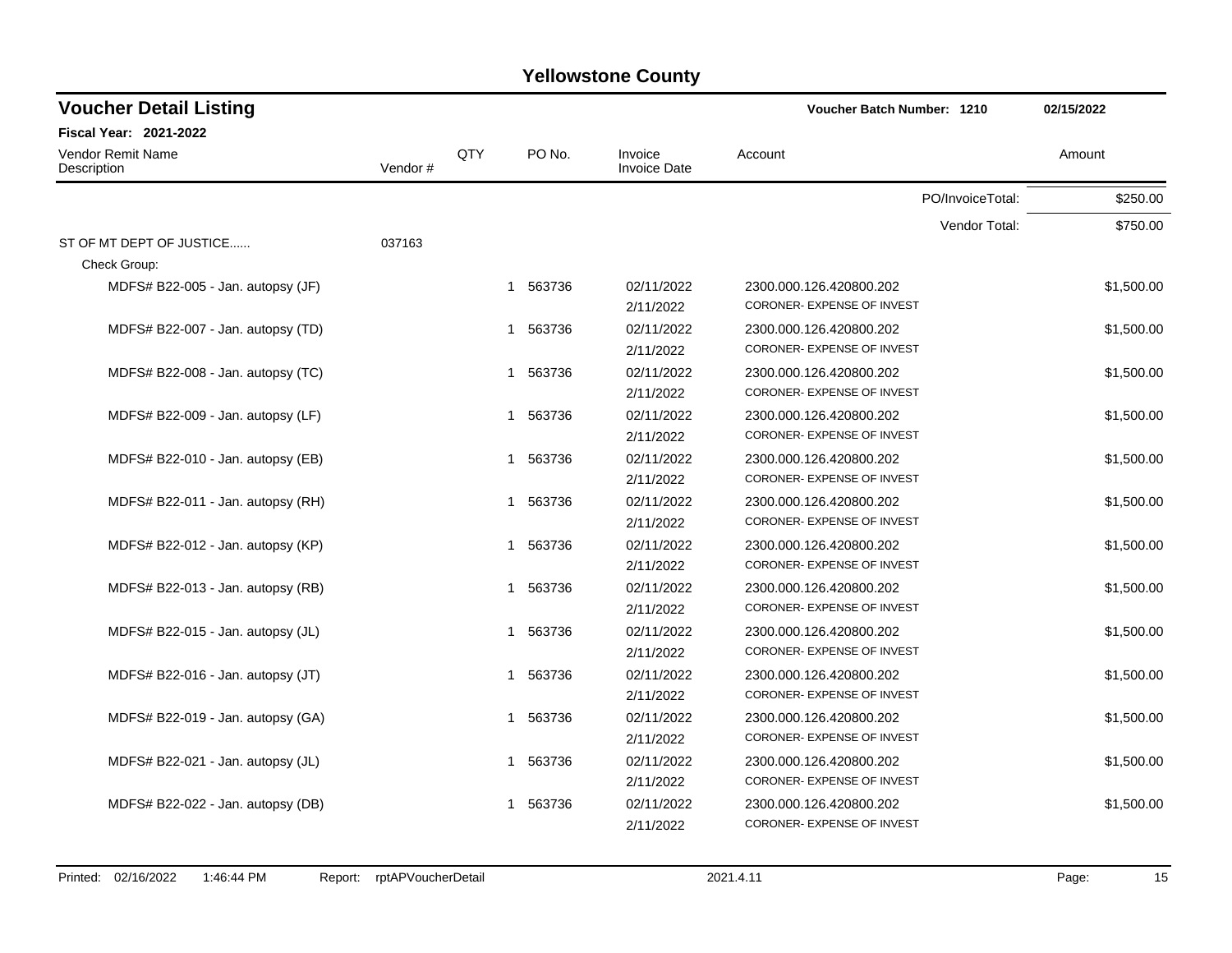# Yellowstone County

## Voucher Detail Listing

**Voucher Batch Number: 1210** 02/15/2022

**Fiscal Year: 2021-2022**

| Vendor Remit Name / Description | Vendor # | QTY | PO No. | Invoice / Invoice Date | Account | Amount |
|---|---|---|---|---|---|---|
| | | | | | PO/InvoiceTotal: | $250.00 |
| | | | | | Vendor Total: | $750.00 |
| ST OF MT DEPT OF JUSTICE...... | 037163 | | | | | |
| Check Group: | | | | | | |
| MDFS# B22-005 - Jan. autopsy (JF) | | 1 | 563736 | 02/11/2022 2/11/2022 | 2300.000.126.420800.202 CORONER- EXPENSE OF INVEST | $1,500.00 |
| MDFS# B22-007 - Jan. autopsy (TD) | | 1 | 563736 | 02/11/2022 2/11/2022 | 2300.000.126.420800.202 CORONER- EXPENSE OF INVEST | $1,500.00 |
| MDFS# B22-008 - Jan. autopsy (TC) | | 1 | 563736 | 02/11/2022 2/11/2022 | 2300.000.126.420800.202 CORONER- EXPENSE OF INVEST | $1,500.00 |
| MDFS# B22-009 - Jan. autopsy (LF) | | 1 | 563736 | 02/11/2022 2/11/2022 | 2300.000.126.420800.202 CORONER- EXPENSE OF INVEST | $1,500.00 |
| MDFS# B22-010 - Jan. autopsy (EB) | | 1 | 563736 | 02/11/2022 2/11/2022 | 2300.000.126.420800.202 CORONER- EXPENSE OF INVEST | $1,500.00 |
| MDFS# B22-011 - Jan. autopsy (RH) | | 1 | 563736 | 02/11/2022 2/11/2022 | 2300.000.126.420800.202 CORONER- EXPENSE OF INVEST | $1,500.00 |
| MDFS# B22-012 - Jan. autopsy (KP) | | 1 | 563736 | 02/11/2022 2/11/2022 | 2300.000.126.420800.202 CORONER- EXPENSE OF INVEST | $1,500.00 |
| MDFS# B22-013 - Jan. autopsy (RB) | | 1 | 563736 | 02/11/2022 2/11/2022 | 2300.000.126.420800.202 CORONER- EXPENSE OF INVEST | $1,500.00 |
| MDFS# B22-015 - Jan. autopsy (JL) | | 1 | 563736 | 02/11/2022 2/11/2022 | 2300.000.126.420800.202 CORONER- EXPENSE OF INVEST | $1,500.00 |
| MDFS# B22-016 - Jan. autopsy (JT) | | 1 | 563736 | 02/11/2022 2/11/2022 | 2300.000.126.420800.202 CORONER- EXPENSE OF INVEST | $1,500.00 |
| MDFS# B22-019 - Jan. autopsy (GA) | | 1 | 563736 | 02/11/2022 2/11/2022 | 2300.000.126.420800.202 CORONER- EXPENSE OF INVEST | $1,500.00 |
| MDFS# B22-021 - Jan. autopsy (JL) | | 1 | 563736 | 02/11/2022 2/11/2022 | 2300.000.126.420800.202 CORONER- EXPENSE OF INVEST | $1,500.00 |
| MDFS# B22-022 - Jan. autopsy (DB) | | 1 | 563736 | 02/11/2022 2/11/2022 | 2300.000.126.420800.202 CORONER- EXPENSE OF INVEST | $1,500.00 |

Printed: 02/16/2022 1:46:44 PM Report: rptAPVoucherDetail 2021.4.11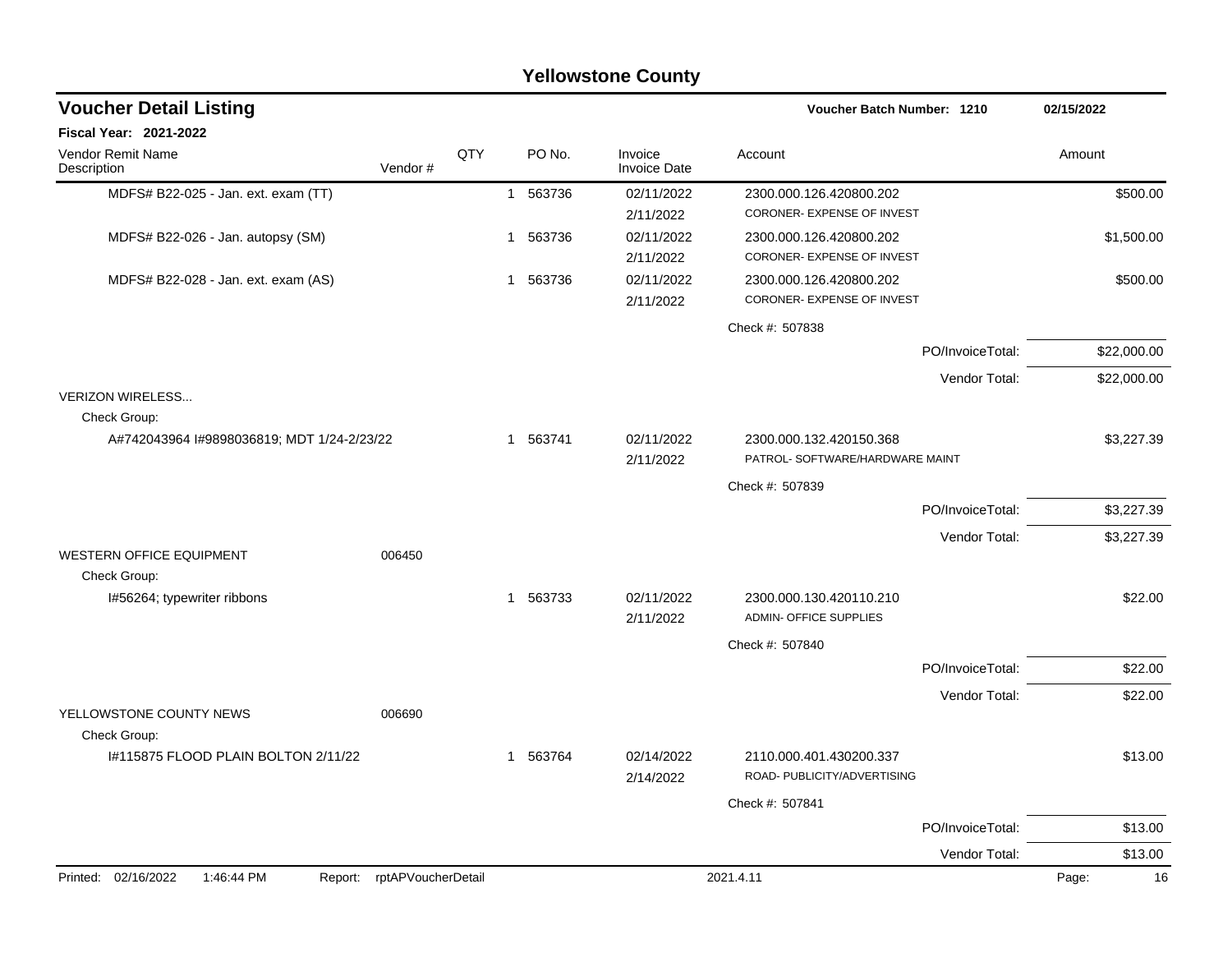# Yellowstone County

## Voucher Detail Listing

**Voucher Batch Number: 1210** — 02/15/2022

**Fiscal Year: 2021-2022**

| Vendor Remit Name / Description | Vendor # | QTY | PO No. | Invoice / Invoice Date | Account | Amount |
|---|---|---|---|---|---|---|
| MDFS# B22-025 - Jan. ext. exam (TT) | | 1 | 563736 | 02/11/2022<br>2/11/2022 | 2300.000.126.420800.202<br>CORONER- EXPENSE OF INVEST | $500.00 |
| MDFS# B22-026 - Jan. autopsy (SM) | | 1 | 563736 | 02/11/2022<br>2/11/2022 | 2300.000.126.420800.202<br>CORONER- EXPENSE OF INVEST | $1,500.00 |
| MDFS# B22-028 - Jan. ext. exam (AS) | | 1 | 563736 | 02/11/2022<br>2/11/2022 | 2300.000.126.420800.202<br>CORONER- EXPENSE OF INVEST | $500.00 |
| | | | | | Check #: 507838 | |
| | | | | | PO/InvoiceTotal: | $22,000.00 |
| | | | | | Vendor Total: | $22,000.00 |
| VERIZON WIRELESS... | | | | | | |
| Check Group: | | | | | | |
| A#742043964 I#9898036819; MDT 1/24-2/23/22 | | 1 | 563741 | 02/11/2022<br>2/11/2022 | 2300.000.132.420150.368<br>PATROL- SOFTWARE/HARDWARE MAINT | $3,227.39 |
| | | | | | Check #: 507839 | |
| | | | | | PO/InvoiceTotal: | $3,227.39 |
| | | | | | Vendor Total: | $3,227.39 |
| WESTERN OFFICE EQUIPMENT | 006450 | | | | | |
| Check Group: | | | | | | |
| I#56264; typewriter ribbons | | 1 | 563733 | 02/11/2022<br>2/11/2022 | 2300.000.130.420110.210<br>ADMIN- OFFICE SUPPLIES | $22.00 |
| | | | | | Check #: 507840 | |
| | | | | | PO/InvoiceTotal: | $22.00 |
| | | | | | Vendor Total: | $22.00 |
| YELLOWSTONE COUNTY NEWS | 006690 | | | | | |
| Check Group: | | | | | | |
| I#115875 FLOOD PLAIN BOLTON 2/11/22 | | 1 | 563764 | 02/14/2022<br>2/14/2022 | 2110.000.401.430200.337<br>ROAD- PUBLICITY/ADVERTISING | $13.00 |
| | | | | | Check #: 507841 | |
| | | | | | PO/InvoiceTotal: | $13.00 |
| | | | | | Vendor Total: | $13.00 |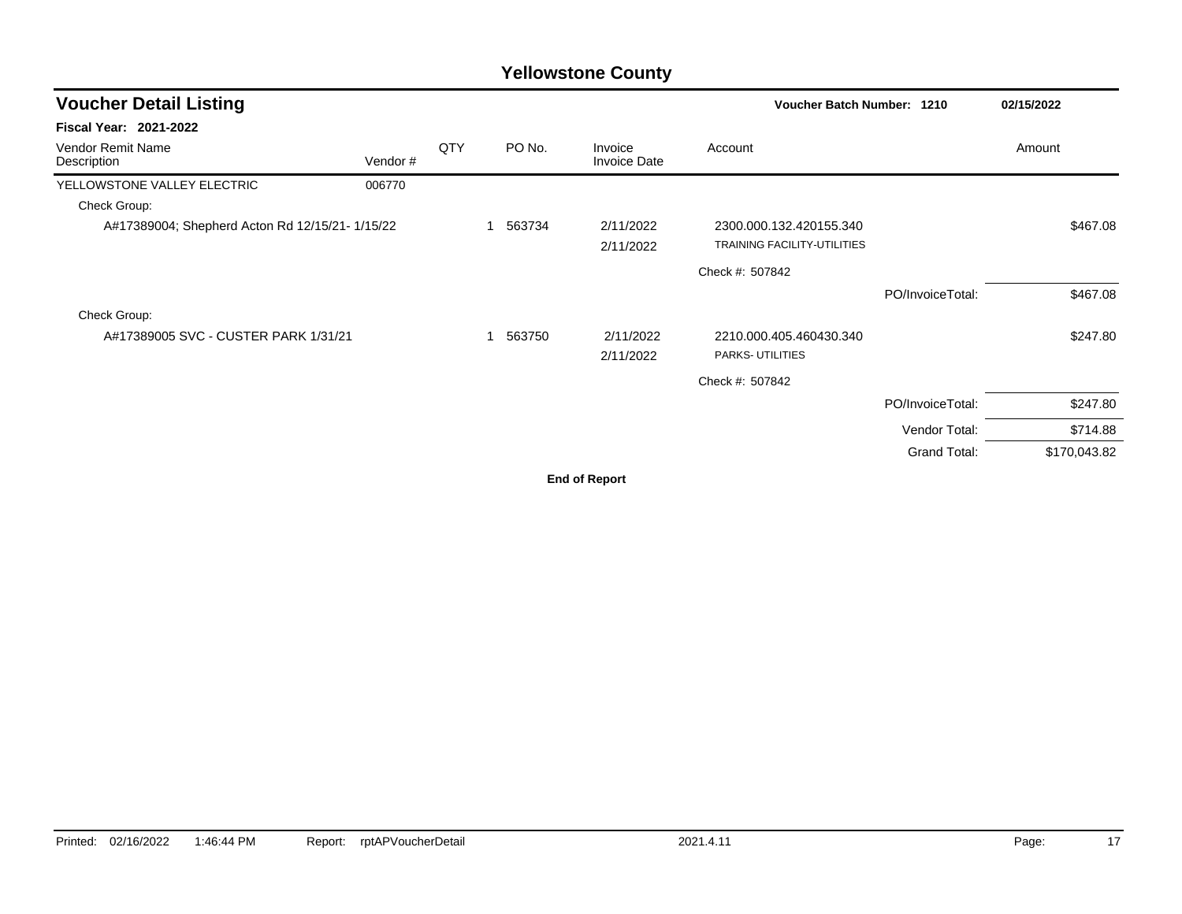## Yellowstone County

### Voucher Detail Listing

Voucher Batch Number: 1210 — 02/15/2022

**Fiscal Year: 2021-2022**

| Vendor Remit Name / Description | Vendor # | QTY | PO No. | Invoice / Invoice Date | Account | Amount |
|---|---|---|---|---|---|---|
| YELLOWSTONE VALLEY ELECTRIC | 006770 | | | | | |
| Check Group: | | | | | | |
| A#17389004; Shepherd Acton Rd 12/15/21- 1/15/22 | | 1 | 563734 | 2/11/2022<br>2/11/2022 | 2300.000.132.420155.340<br>TRAINING FACILITY-UTILITIES | $467.08 |
| | | | | | Check #: 507842 | |
| | | | | | PO/InvoiceTotal: | $467.08 |
| Check Group: | | | | | | |
| A#17389005 SVC - CUSTER PARK 1/31/21 | | 1 | 563750 | 2/11/2022<br>2/11/2022 | 2210.000.405.460430.340<br>PARKS- UTILITIES | $247.80 |
| | | | | | Check #: 507842 | |
| | | | | | PO/InvoiceTotal: | $247.80 |
| | | | | | Vendor Total: | $714.88 |
| | | | | | Grand Total: | $170,043.82 |

**End of Report**

Printed: 02/16/2022 1:46:44 PM Report: rptAPVoucherDetail 2021.4.11